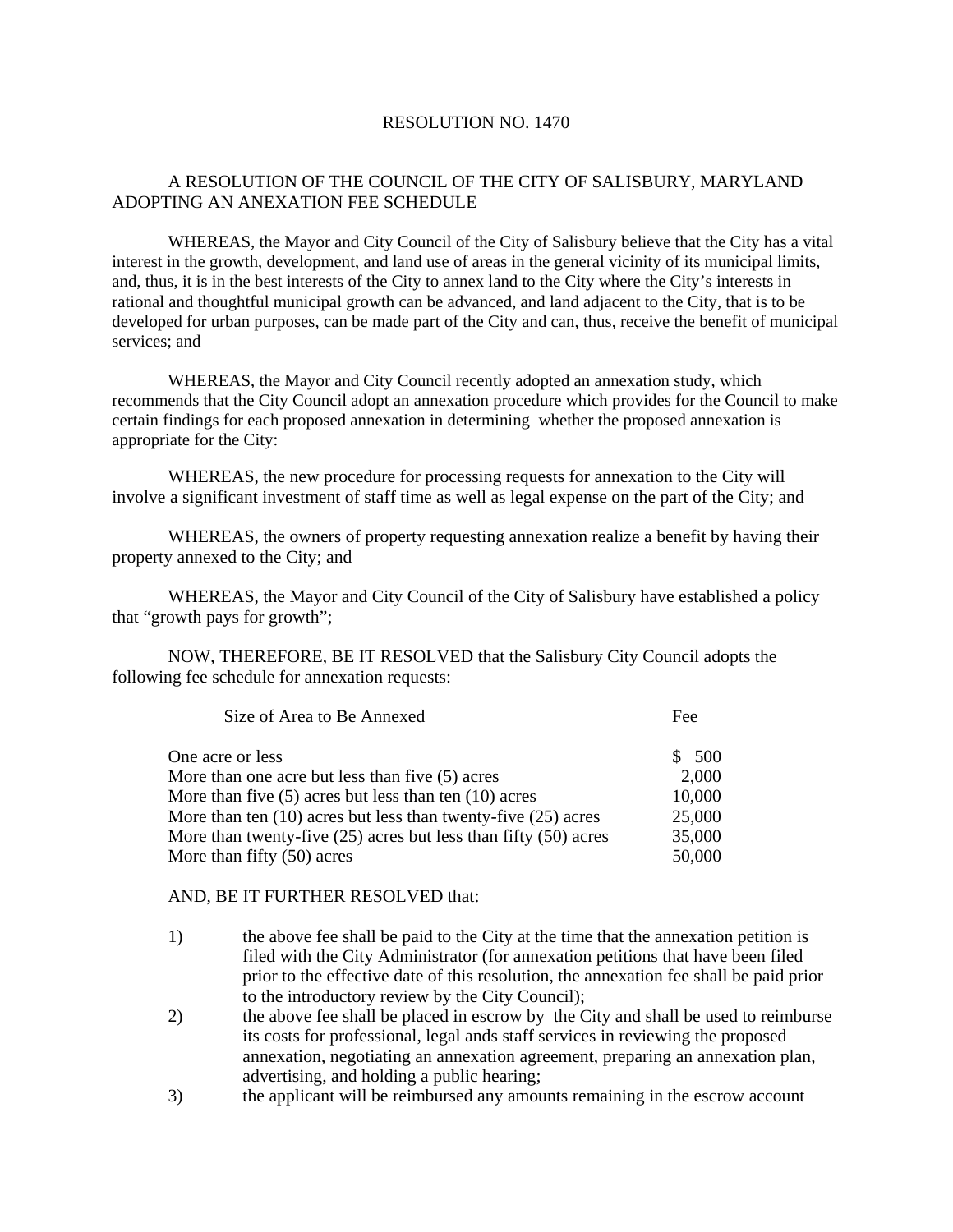# RESOLUTION NO. 1470

A RESOLUTION OF THE COUNCIL OF THE CITY OF SALISBURY, MARYLAND ADOPTING AN ANEXATION FEE SCHEDULE

WHEREAS, the Mayor and City Council of the City of Salisbury believe that the City has a vital interest in the growth, development, and land use of areas in the general vicinity of its municipal limits, and, thus, it is in the best interests of the City to annex land to the City where the City's interests in rational and thoughtful municipal growth can be advanced, and land adjacent to the City, that is to be developed for urban purposes, can be made part of the City and can, thus, receive the benefit of municipal services; and

WHEREAS, the Mayor and City Council recently adopted an annexation study, which recommends that the City Council adopt an annexation procedure which provides for the Council to make certain findings for each proposed annexation in determining whether the proposed annexation is appropriate for the City:

WHEREAS, the new procedure for processing requests for annexation to the City will involve a significant investment of staff time as well as legal expense on the part of the City; and

WHEREAS, the owners of property requesting annexation realize a benefit by having their property annexed to the City; and

WHEREAS, the Mayor and City Council of the City of Salisbury have established a policy that "growth pays for growth";

NOW, THEREFORE, BE IT RESOLVED that the Salisbury City Council adopts the following fee schedule for annexation requests:

| Size of Area to Be Annexed | Fee |
|---|---|
| One acre or less | $ 500 |
| More than one acre but less than five (5) acres | 2,000 |
| More than five (5) acres but less than ten (10) acres | 10,000 |
| More than ten (10) acres but less than twenty-five (25) acres | 25,000 |
| More than twenty-five (25) acres but less than fifty (50) acres | 35,000 |
| More than fifty (50) acres | 50,000 |

AND, BE IT FURTHER RESOLVED that:

1) the above fee shall be paid to the City at the time that the annexation petition is filed with the City Administrator (for annexation petitions that have been filed prior to the effective date of this resolution, the annexation fee shall be paid prior to the introductory review by the City Council);
2) the above fee shall be placed in escrow by the City and shall be used to reimburse its costs for professional, legal ands staff services in reviewing the proposed annexation, negotiating an annexation agreement, preparing an annexation plan, advertising, and holding a public hearing;
3) the applicant will be reimbursed any amounts remaining in the escrow account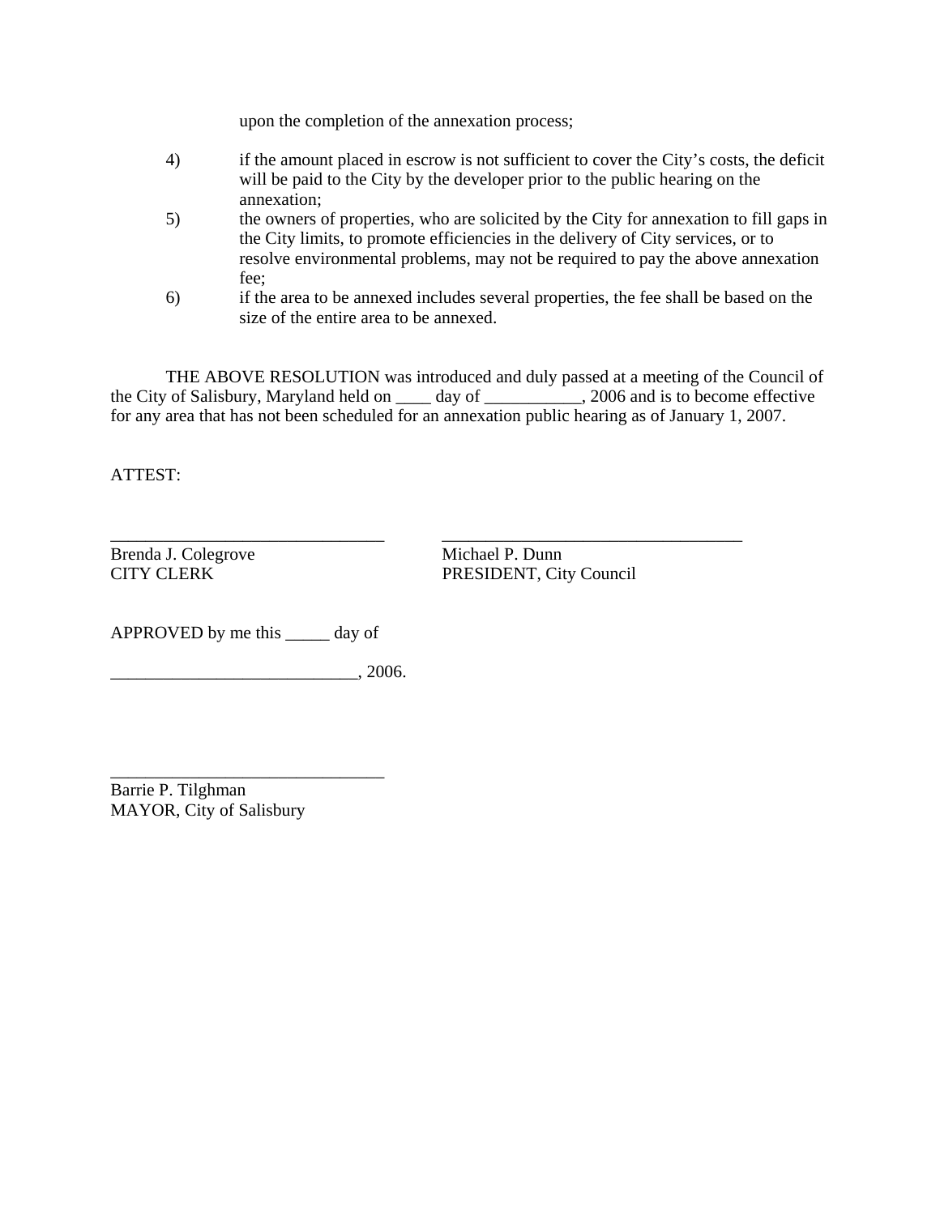upon the completion of the annexation process;

4) if the amount placed in escrow is not sufficient to cover the City's costs, the deficit will be paid to the City by the developer prior to the public hearing on the annexation;

5) the owners of properties, who are solicited by the City for annexation to fill gaps in the City limits, to promote efficiencies in the delivery of City services, or to resolve environmental problems, may not be required to pay the above annexation fee;

6) if the area to be annexed includes several properties, the fee shall be based on the size of the entire area to be annexed.

THE ABOVE RESOLUTION was introduced and duly passed at a meeting of the Council of the City of Salisbury, Maryland held on ____ day of ___________, 2006 and is to become effective for any area that has not been scheduled for an annexation public hearing as of January 1, 2007.

ATTEST:

_______________________________
Brenda J. Colegrove
CITY CLERK

__________________________________
Michael P. Dunn
PRESIDENT, City Council

APPROVED by me this _____ day of

____________________________, 2006.

_______________________________
Barrie P. Tilghman
MAYOR, City of Salisbury